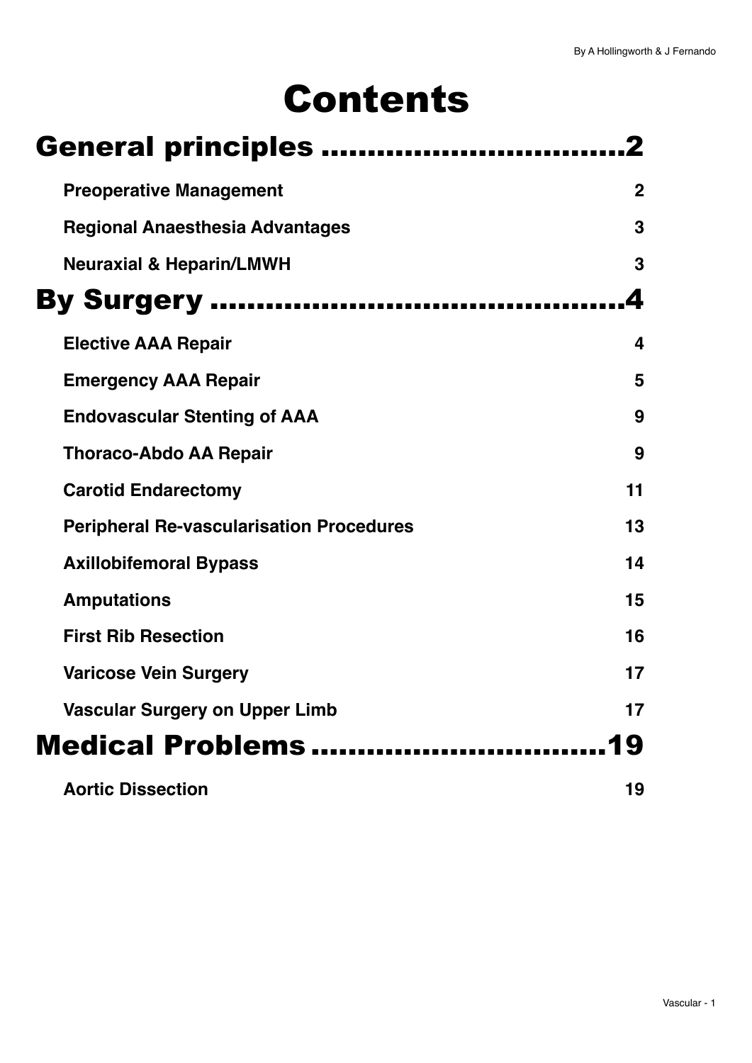# Contents

## General principles ................................2

- **Preoperative Management** 2
- **Regional Anaesthesia Advantages** 3
- **Neuraxial & Heparin/LMWH** 3

## By Surgery ............................................4

- **Elective AAA Repair** 4
- **Emergency AAA Repair** 5
- **Endovascular Stenting of AAA** 9
- **Thoraco-Abdo AA Repair** 9
- **Carotid Endarectomy** 11
- **Peripheral Re-vascularisation Procedures** 13
- **Axillobifemoral Bypass** 14
- **Amputations** 15
- **First Rib Resection** 16
- **Varicose Vein Surgery** 17
- **Vascular Surgery on Upper Limb** 17

## Medical Problems ...............................19

- **Aortic Dissection** 19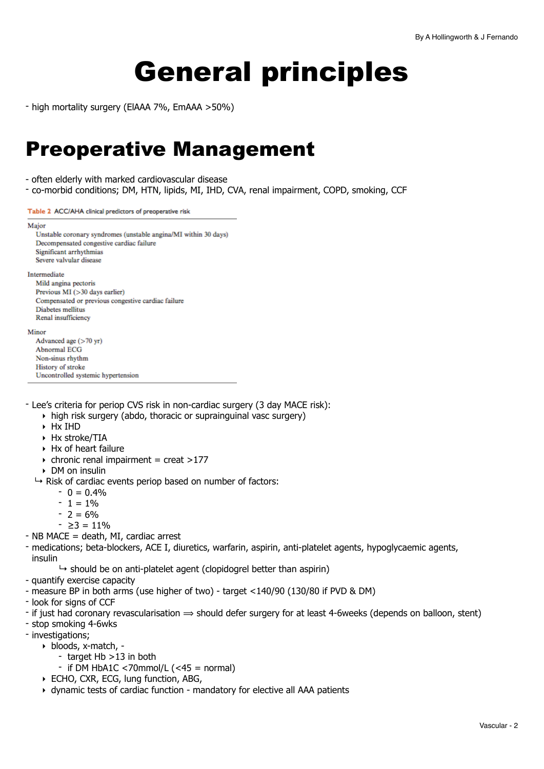# General principles

- high mortality surgery (ElAAA 7%, EmAAA >50%)

# Preoperative Management

- often elderly with marked cardiovascular disease
- co-morbid conditions; DM, HTN, lipids, MI, IHD, CVA, renal impairment, COPD, smoking, CCF

**Table 2** ACC/AHA clinical predictors of preoperative risk

| |
|---|
| Major |
| Unstable coronary syndromes (unstable angina/MI within 30 days) |
| Decompensated congestive cardiac failure |
| Significant arrhythmias |
| Severe valvular disease |
| Intermediate |
| Mild angina pectoris |
| Previous MI (>30 days earlier) |
| Compensated or previous congestive cardiac failure |
| Diabetes mellitus |
| Renal insufficiency |
| Minor |
| Advanced age (>70 yr) |
| Abnormal ECG |
| Non-sinus rhythm |
| History of stroke |
| Uncontrolled systemic hypertension |

- Lee's criteria for periop CVS risk in non-cardiac surgery (3 day MACE risk):
  - high risk surgery (abdo, thoracic or suprainguinal vasc surgery)
  - Hx IHD
  - Hx stroke/TIA
  - Hx of heart failure
  - chronic renal impairment = creat >177
  - DM on insulin

  ↳ Risk of cardiac events periop based on number of factors:
    - 0 = 0.4%
    - 1 = 1%
    - 2 = 6%
    - ≥3 = 11%
- NB MACE = death, MI, cardiac arrest
- medications; beta-blockers, ACE I, diuretics, warfarin, aspirin, anti-platelet agents, hypoglycaemic agents, insulin
  - ↳ should be on anti-platelet agent (clopidogrel better than aspirin)
- quantify exercise capacity
- measure BP in both arms (use higher of two) - target <140/90 (130/80 if PVD & DM)
- look for signs of CCF
- if just had coronary revascularisation ⟹ should defer surgery for at least 4-6weeks (depends on balloon, stent)
- stop smoking 4-6wks
- investigations;
  - bloods, x-match, -
    - target Hb >13 in both
    - if DM HbA1C <70mmol/L (<45 = normal)
  - ECHO, CXR, ECG, lung function, ABG,
  - dynamic tests of cardiac function - mandatory for elective all AAA patients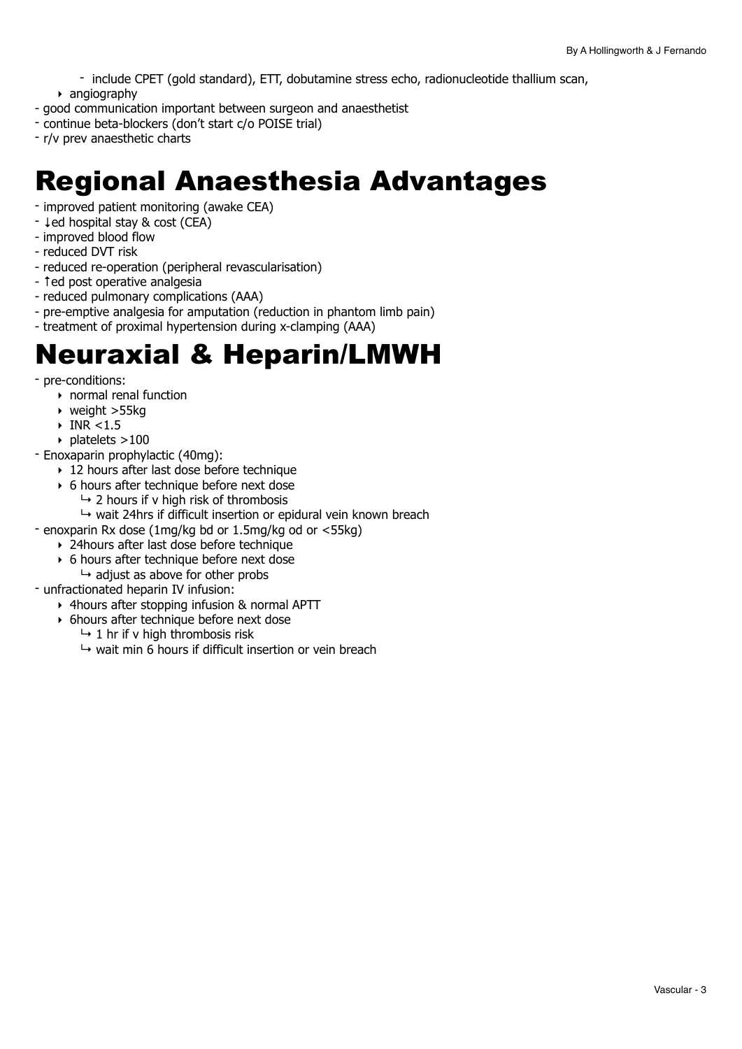- include CPET (gold standard), ETT, dobutamine stress echo, radionucleotide thallium scan,
  - angiography
- good communication important between surgeon and anaesthetist
- continue beta-blockers (don't start c/o POISE trial)
- r/v prev anaesthetic charts

# Regional Anaesthesia Advantages

- improved patient monitoring (awake CEA)
- ↓ed hospital stay & cost (CEA)
- improved blood flow
- reduced DVT risk
- reduced re-operation (peripheral revascularisation)
- ↑ed post operative analgesia
- reduced pulmonary complications (AAA)
- pre-emptive analgesia for amputation (reduction in phantom limb pain)
- treatment of proximal hypertension during x-clamping (AAA)

# Neuraxial & Heparin/LMWH

- pre-conditions:
  - normal renal function
  - weight >55kg
  - INR <1.5
  - platelets >100
- Enoxaparin prophylactic (40mg):
  - 12 hours after last dose before technique
  - 6 hours after technique before next dose
    - ↳ 2 hours if v high risk of thrombosis
    - ↳ wait 24hrs if difficult insertion or epidural vein known breach
- enoxparin Rx dose (1mg/kg bd or 1.5mg/kg od or <55kg)
  - 24hours after last dose before technique
  - 6 hours after technique before next dose
    - ↳ adjust as above for other probs
- unfractionated heparin IV infusion:
  - 4hours after stopping infusion & normal APTT
  - 6hours after technique before next dose
    - ↳ 1 hr if v high thrombosis risk
    - ↳ wait min 6 hours if difficult insertion or vein breach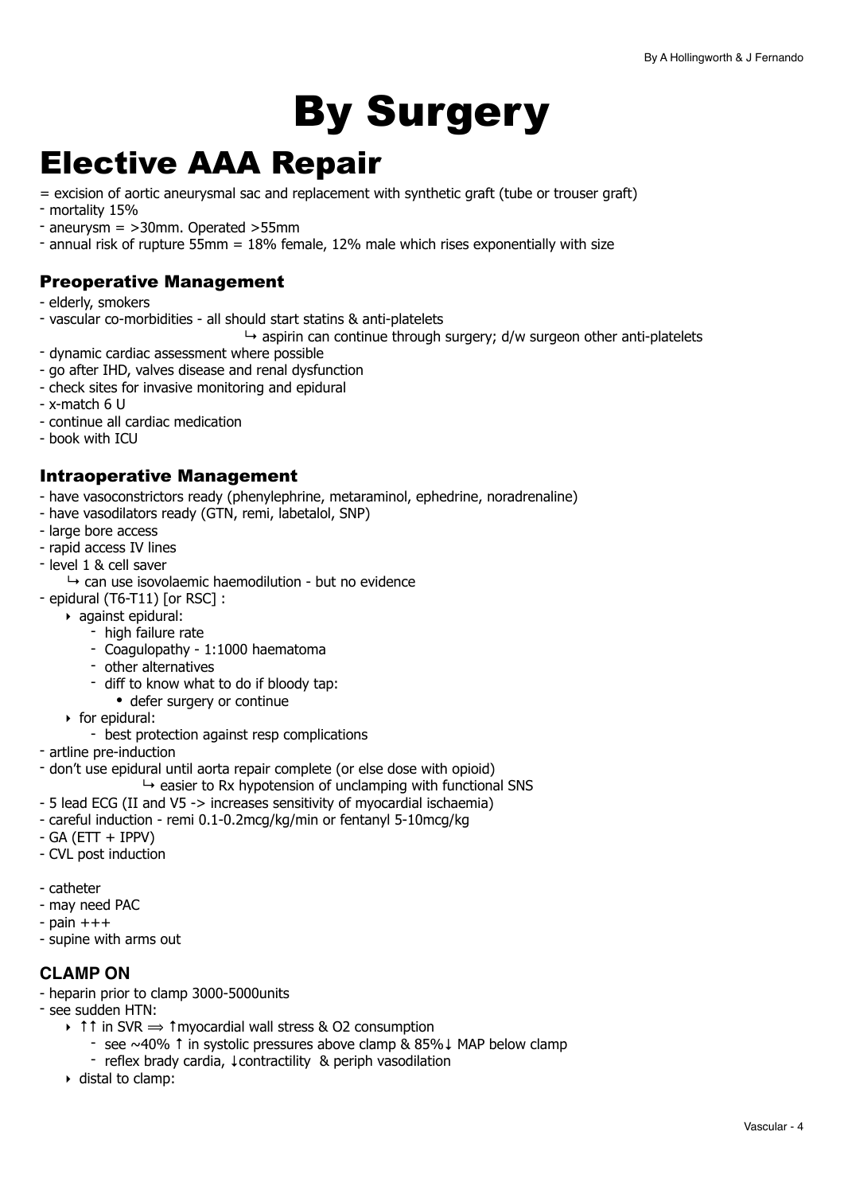# By Surgery

# Elective AAA Repair

= excision of aortic aneurysmal sac and replacement with synthetic graft (tube or trouser graft)
- mortality 15%
- aneurysm = >30mm. Operated >55mm
- annual risk of rupture 55mm = 18% female, 12% male which rises exponentially with size

### Preoperative Management

- elderly, smokers
- vascular co-morbidities - all should start statins & anti-platelets
  - ↳ aspirin can continue through surgery; d/w surgeon other anti-platelets
- dynamic cardiac assessment where possible
- go after IHD, valves disease and renal dysfunction
- check sites for invasive monitoring and epidural
- x-match 6 U
- continue all cardiac medication
- book with ICU

### Intraoperative Management

- have vasoconstrictors ready (phenylephrine, metaraminol, ephedrine, noradrenaline)
- have vasodilators ready (GTN, remi, labetalol, SNP)
- large bore access
- rapid access IV lines
- level 1 & cell saver
  - ↳ can use isovolaemic haemodilution - but no evidence
- epidural (T6-T11) [or RSC] :
  - against epidural:
    - high failure rate
    - Coagulopathy - 1:1000 haematoma
    - other alternatives
    - diff to know what to do if bloody tap:
      - defer surgery or continue
  - for epidural:
    - best protection against resp complications
- artline pre-induction
- don't use epidural until aorta repair complete (or else dose with opioid)
  - ↳ easier to Rx hypotension of unclamping with functional SNS
- 5 lead ECG (II and V5 -> increases sensitivity of myocardial ischaemia)
- careful induction - remi 0.1-0.2mcg/kg/min or fentanyl 5-10mcg/kg
- GA (ETT + IPPV)
- CVL post induction

- catheter
- may need PAC
- pain +++
- supine with arms out

### CLAMP ON

- heparin prior to clamp 3000-5000units
- see sudden HTN:
  - ↑↑ in SVR ⟹ ↑myocardial wall stress & O2 consumption
    - see ~40% ↑ in systolic pressures above clamp & 85%↓ MAP below clamp
    - reflex brady cardia, ↓contractility & periph vasodilation
  - distal to clamp: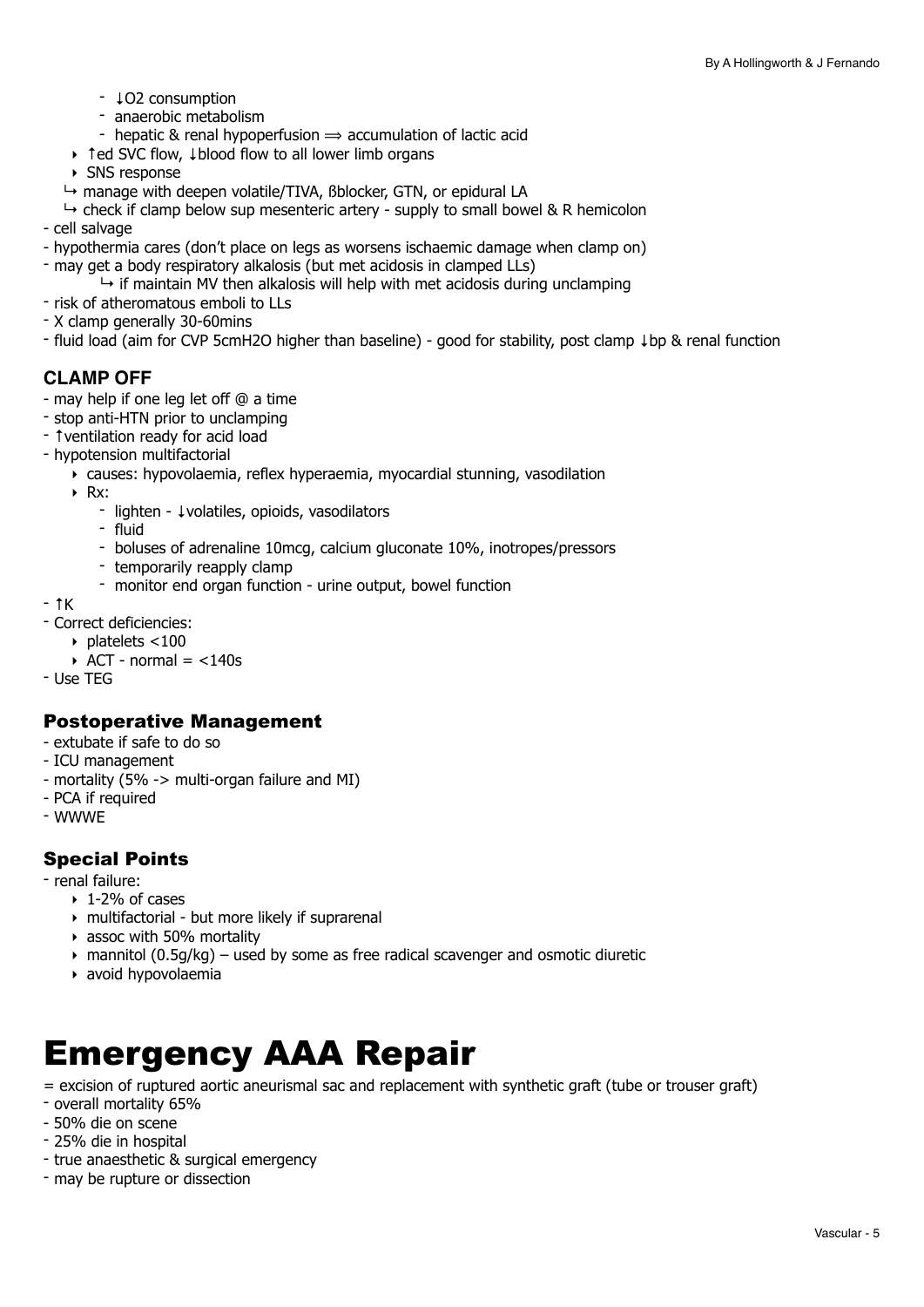- ↓O2 consumption
- anaerobic metabolism
- hepatic & renal hypoperfusion ⟹ accumulation of lactic acid

- ↑ed SVC flow, ↓blood flow to all lower limb organs
- SNS response

↳ manage with deepen volatile/TIVA, ßblocker, GTN, or epidural LA

↳ check if clamp below sup mesenteric artery - supply to small bowel & R hemicolon

- cell salvage
- hypothermia cares (don't place on legs as worsens ischaemic damage when clamp on)
- may get a body respiratory alkalosis (but met acidosis in clamped LLs)
    - ↳ if maintain MV then alkalosis will help with met acidosis during unclamping
- risk of atheromatous emboli to LLs
- X clamp generally 30-60mins
- fluid load (aim for CVP 5cmH2O higher than baseline) - good for stability, post clamp ↓bp & renal function

### CLAMP OFF

- may help if one leg let off @ a time
- stop anti-HTN prior to unclamping
- ↑ventilation ready for acid load
- hypotension multifactorial
    - causes: hypovolaemia, reflex hyperaemia, myocardial stunning, vasodilation
    - Rx:
        - lighten - ↓volatiles, opioids, vasodilators
        - fluid
        - boluses of adrenaline 10mcg, calcium gluconate 10%, inotropes/pressors
        - temporarily reapply clamp
        - monitor end organ function - urine output, bowel function
- ↑K
- Correct deficiencies:
    - platelets <100
    - ACT - normal = <140s
- Use TEG

## Postoperative Management

- extubate if safe to do so
- ICU management
- mortality (5% -> multi-organ failure and MI)
- PCA if required
- WWWE

## Special Points

- renal failure:
    - 1-2% of cases
    - multifactorial - but more likely if suprarenal
    - assoc with 50% mortality
    - mannitol (0.5g/kg) – used by some as free radical scavenger and osmotic diuretic
    - avoid hypovolaemia

# Emergency AAA Repair

= excision of ruptured aortic aneurismal sac and replacement with synthetic graft (tube or trouser graft)

- overall mortality 65%
- 50% die on scene
- 25% die in hospital
- true anaesthetic & surgical emergency
- may be rupture or dissection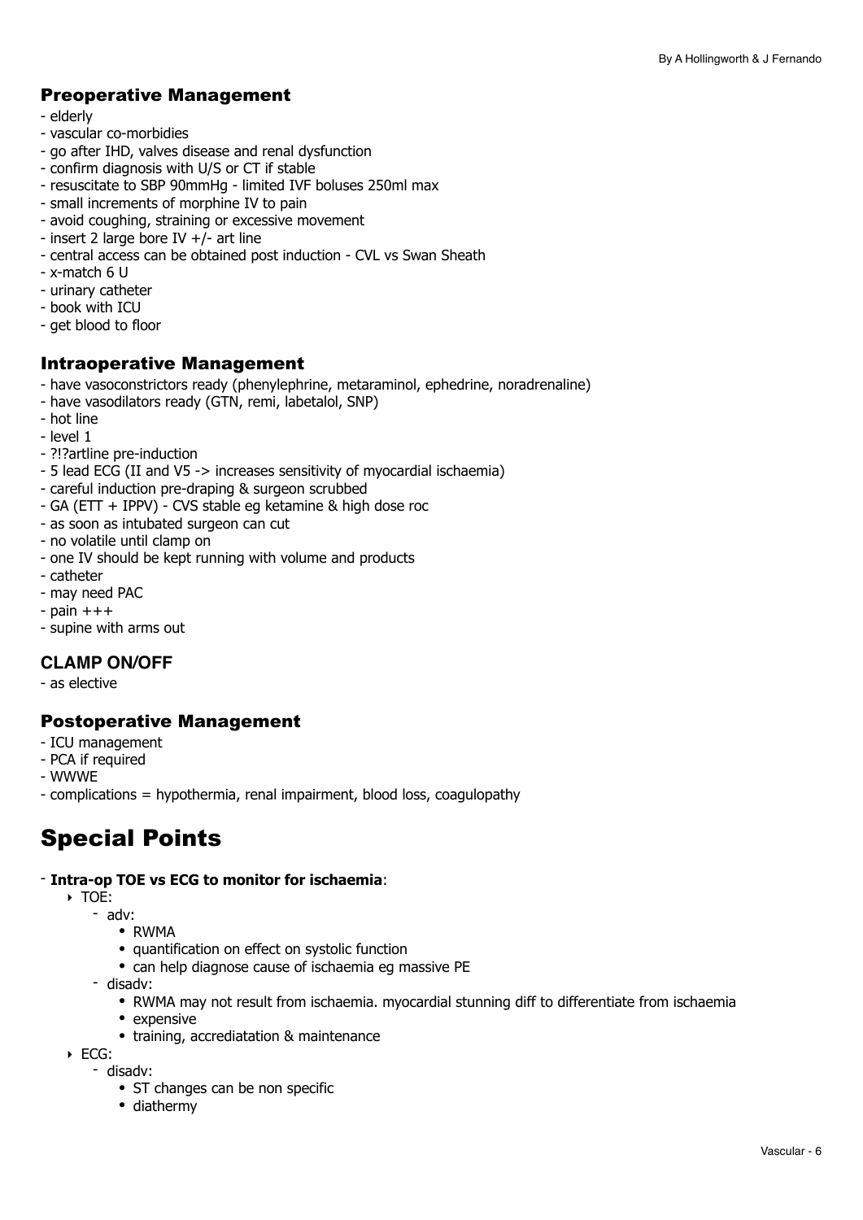## Preoperative Management

- elderly
- vascular co-morbidies
- go after IHD, valves disease and renal dysfunction
- confirm diagnosis with U/S or CT if stable
- resuscitate to SBP 90mmHg - limited IVF boluses 250ml max
- small increments of morphine IV to pain
- avoid coughing, straining or excessive movement
- insert 2 large bore IV +/- art line
- central access can be obtained post induction - CVL vs Swan Sheath
- x-match 6 U
- urinary catheter
- book with ICU
- get blood to floor

## Intraoperative Management

- have vasoconstrictors ready (phenylephrine, metaraminol, ephedrine, noradrenaline)
- have vasodilators ready (GTN, remi, labetalol, SNP)
- hot line
- level 1
- ?!?artline pre-induction
- 5 lead ECG (II and V5 -> increases sensitivity of myocardial ischaemia)
- careful induction pre-draping & surgeon scrubbed
- GA (ETT + IPPV) - CVS stable eg ketamine & high dose roc
- as soon as intubated surgeon can cut
- no volatile until clamp on
- one IV should be kept running with volume and products
- catheter
- may need PAC
- pain +++
- supine with arms out

### CLAMP ON/OFF

- as elective

## Postoperative Management

- ICU management
- PCA if required
- WWWE
- complications = hypothermia, renal impairment, blood loss, coagulopathy

# Special Points

- **Intra-op TOE vs ECG to monitor for ischaemia**:
  - TOE:
    - adv:
      - RWMA
      - quantification on effect on systolic function
      - can help diagnose cause of ischaemia eg massive PE
    - disadv:
      - RWMA may not result from ischaemia. myocardial stunning diff to differentiate from ischaemia
      - expensive
      - training, accrediatation & maintenance
  - ECG:
    - disadv:
      - ST changes can be non specific
      - diathermy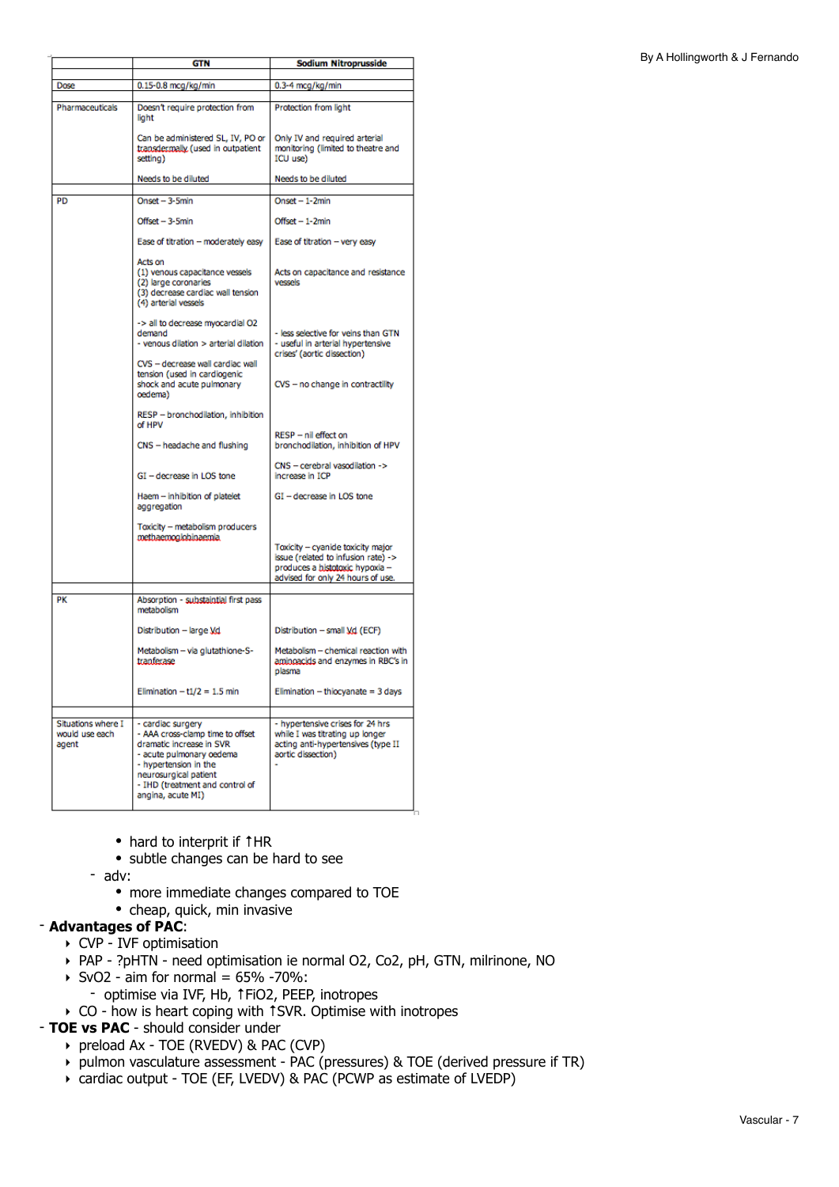|  | GTN | Sodium Nitroprusside |
|---|---|---|
| Dose | 0.15-0.8 mcg/kg/min | 0.3-4 mcg/kg/min |
| Pharmaceuticals | Doesn't require protection from light<br><br>Can be administered SL, IV, PO or transdermally (used in outpatient setting)<br><br>Needs to be diluted | Protection from light<br><br>Only IV and required arterial monitoring (limited to theatre and ICU use)<br><br>Needs to be diluted |
| PD | Onset – 3-5min<br><br>Offset – 3-5min<br><br>Ease of titration – moderately easy<br><br>Acts on<br>(1) venous capacitance vessels<br>(2) large coronaries<br>(3) decrease cardiac wall tension<br>(4) arterial vessels<br><br>-> all to decrease myocardial O2 demand<br>- venous dilation > arterial dilation<br><br>CVS – decrease wall cardiac wall tension (used in cardiogenic shock and acute pulmonary oedema)<br><br>RESP – bronchodilation, inhibition of HPV<br><br>CNS – headache and flushing<br><br>GI – decrease in LOS tone<br><br>Haem – inhibition of platelet aggregation<br><br>Toxicity – metabolism producers methaemoglobinaemia | Onset – 1-2min<br><br>Offset – 1-2min<br><br>Ease of titration – very easy<br><br>Acts on capacitance and resistance vessels<br><br>- less selective for veins than GTN<br>- useful in arterial hypertensive crises' (aortic dissection)<br><br>CVS – no change in contractility<br><br>RESP – nil effect on bronchodilation, inhibition of HPV<br><br>CNS – cerebral vasodilation -> increase in ICP<br><br>GI – decrease in LOS tone<br><br>Toxicity – cyanide toxicity major issue (related to infusion rate) -> produces a histotoxic hypoxia – advised for only 24 hours of use. |
| PK | Absorption - substaintial first pass metabolism<br><br>Distribution – large Vd<br><br>Metabolism – via glutathione-S-tranferase<br><br>Elimination – t1/2 = 1.5 min | Distribution – small Vd (ECF)<br><br>Metabolism – chemical reaction with aminoacids and enzymes in RBC's in plasma<br><br>Elimination – thiocyanate = 3 days |
| Situations where I would use each agent | - cardiac surgery<br>- AAA cross-clamp time to offset dramatic increase in SVR<br>- acute pulmonary oedema<br>- hypertension in the neurosurgical patient<br>- IHD (treatment and control of angina, acute MI) | - hypertensive crises for 24 hrs while I was titrating up longer acting anti-hypertensives (type II aortic dissection)<br>- |

        - hard to interprit if ↑HR
        - subtle changes can be hard to see
    - adv:
        - more immediate changes compared to TOE
        - cheap, quick, min invasive
- **Advantages of PAC**:
    - CVP - IVF optimisation
    - PAP - ?pHTN - need optimisation ie normal O2, Co2, pH, GTN, milrinone, NO
    - SvO2 - aim for normal = 65% -70%:
        - optimise via IVF, Hb, ↑FiO2, PEEP, inotropes
    - CO - how is heart coping with ↑SVR. Optimise with inotropes
- **TOE vs PAC** - should consider under
    - preload Ax - TOE (RVEDV) & PAC (CVP)
    - pulmon vasculature assessment - PAC (pressures) & TOE (derived pressure if TR)
    - cardiac output - TOE (EF, LVEDV) & PAC (PCWP as estimate of LVEDP)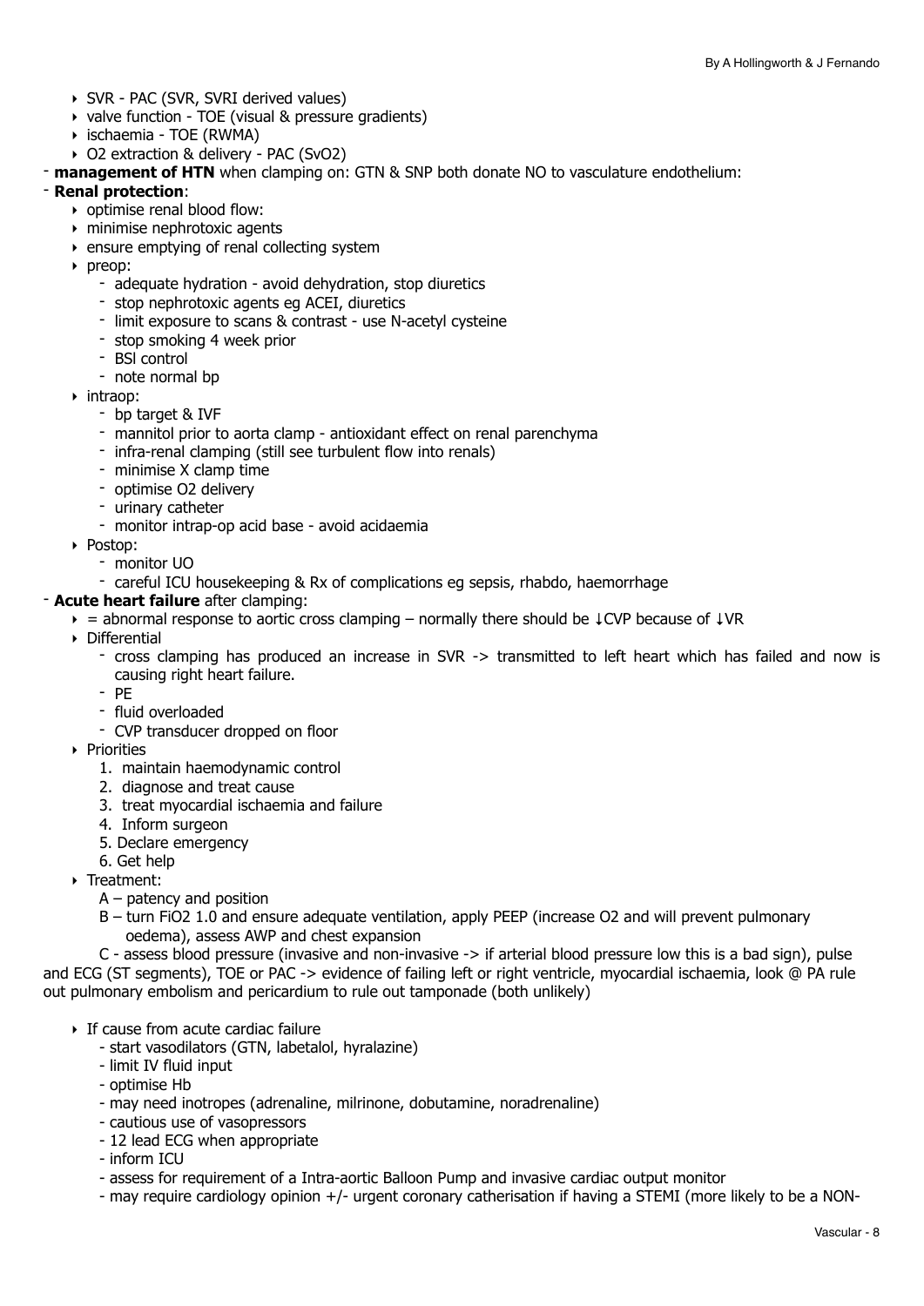- SVR - PAC (SVR, SVRI derived values)
- valve function - TOE (visual & pressure gradients)
- ischaemia - TOE (RWMA)
- $O_2$ extraction & delivery - PAC ($SvO_2$)

- **management of HTN** when clamping on: GTN & SNP both donate NO to vasculature endothelium:
- **Renal protection**:
  - optimise renal blood flow:
  - minimise nephrotoxic agents
  - ensure emptying of renal collecting system
  - preop:
    - adequate hydration - avoid dehydration, stop diuretics
    - stop nephrotoxic agents eg ACEI, diuretics
    - limit exposure to scans & contrast - use N-acetyl cysteine
    - stop smoking 4 week prior
    - BSl control
    - note normal bp
  - intraop:
    - bp target & IVF
    - mannitol prior to aorta clamp - antioxidant effect on renal parenchyma
    - infra-renal clamping (still see turbulent flow into renals)
    - minimise X clamp time
    - optimise $O_2$ delivery
    - urinary catheter
    - monitor intrap-op acid base - avoid acidaemia
  - Postop:
    - monitor UO
    - careful ICU housekeeping & Rx of complications eg sepsis, rhabdo, haemorrhage
- **Acute heart failure** after clamping:
  - = abnormal response to aortic cross clamping – normally there should be ↓CVP because of ↓VR
  - Differential
    - cross clamping has produced an increase in SVR -> transmitted to left heart which has failed and now is causing right heart failure.
    - PE
    - fluid overloaded
    - CVP transducer dropped on floor
  - Priorities
    1. maintain haemodynamic control
    2. diagnose and treat cause
    3. treat myocardial ischaemia and failure
    4. Inform surgeon
    5. Declare emergency
    6. Get help
  - Treatment:
    - A – patency and position
    - B – turn $FiO_2$ 1.0 and ensure adequate ventilation, apply PEEP (increase $O_2$ and will prevent pulmonary oedema), assess AWP and chest expansion
    - C - assess blood pressure (invasive and non-invasive -> if arterial blood pressure low this is a bad sign), pulse and ECG (ST segments), TOE or PAC -> evidence of failing left or right ventricle, myocardial ischaemia, look @ PA rule out pulmonary embolism and pericardium to rule out tamponade (both unlikely)
  - If cause from acute cardiac failure
    - start vasodilators (GTN, labetalol, hyralazine)
    - limit IV fluid input
    - optimise Hb
    - may need inotropes (adrenaline, milrinone, dobutamine, noradrenaline)
    - cautious use of vasopressors
    - 12 lead ECG when appropriate
    - inform ICU
    - assess for requirement of a Intra-aortic Balloon Pump and invasive cardiac output monitor
    - may require cardiology opinion +/- urgent coronary catherisation if having a STEMI (more likely to be a NON-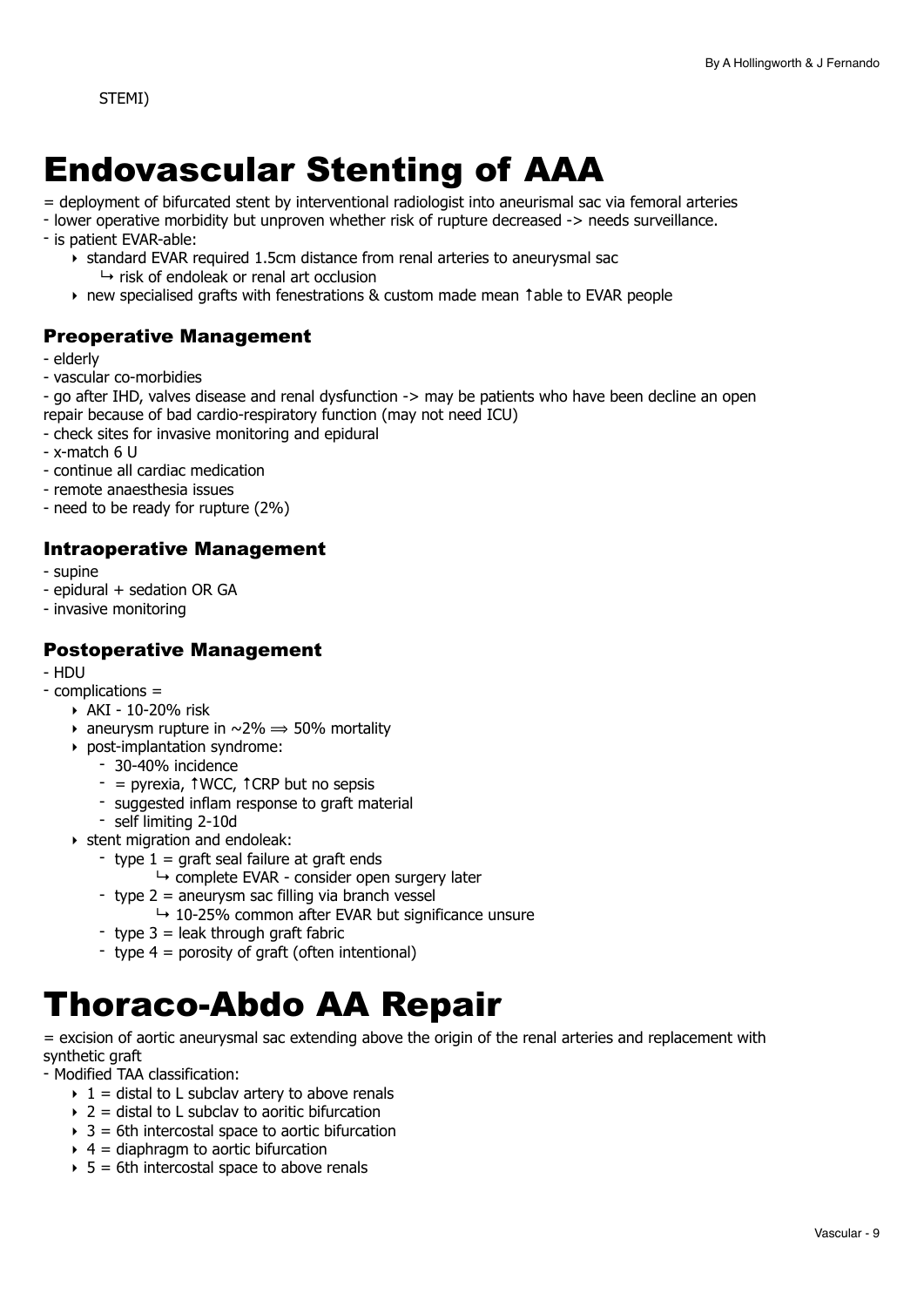STEMI)

# Endovascular Stenting of AAA

= deployment of bifurcated stent by interventional radiologist into aneurismal sac via femoral arteries
- lower operative morbidity but unproven whether risk of rupture decreased -> needs surveillance.
- is patient EVAR-able:
    - standard EVAR required 1.5cm distance from renal arteries to aneurysmal sac
        - ↳ risk of endoleak or renal art occlusion
    - new specialised grafts with fenestrations & custom made mean ↑able to EVAR people

### Preoperative Management

- elderly
- vascular co-morbidies
- go after IHD, valves disease and renal dysfunction -> may be patients who have been decline an open repair because of bad cardio-respiratory function (may not need ICU)
- check sites for invasive monitoring and epidural
- x-match 6 U
- continue all cardiac medication
- remote anaesthesia issues
- need to be ready for rupture (2%)

### Intraoperative Management

- supine
- epidural + sedation OR GA
- invasive monitoring

### Postoperative Management

- HDU
- complications =
    - AKI - 10-20% risk
    - aneurysm rupture in ~2% ⟹ 50% mortality
    - post-implantation syndrome:
        - 30-40% incidence
        - = pyrexia, ↑WCC, ↑CRP but no sepsis
        - suggested inflam response to graft material
        - self limiting 2-10d
    - stent migration and endoleak:
        - type 1 = graft seal failure at graft ends
            - ↳ complete EVAR - consider open surgery later
        - type 2 = aneurysm sac filling via branch vessel
            - ↳ 10-25% common after EVAR but significance unsure
        - type 3 = leak through graft fabric
        - type 4 = porosity of graft (often intentional)

# Thoraco-Abdo AA Repair

= excision of aortic aneurysmal sac extending above the origin of the renal arteries and replacement with synthetic graft
- Modified TAA classification:
    - 1 = distal to L subclav artery to above renals
    - 2 = distal to L subclav to aoritic bifurcation
    - 3 = 6th intercostal space to aortic bifurcation
    - 4 = diaphragm to aortic bifurcation
    - 5 = 6th intercostal space to above renals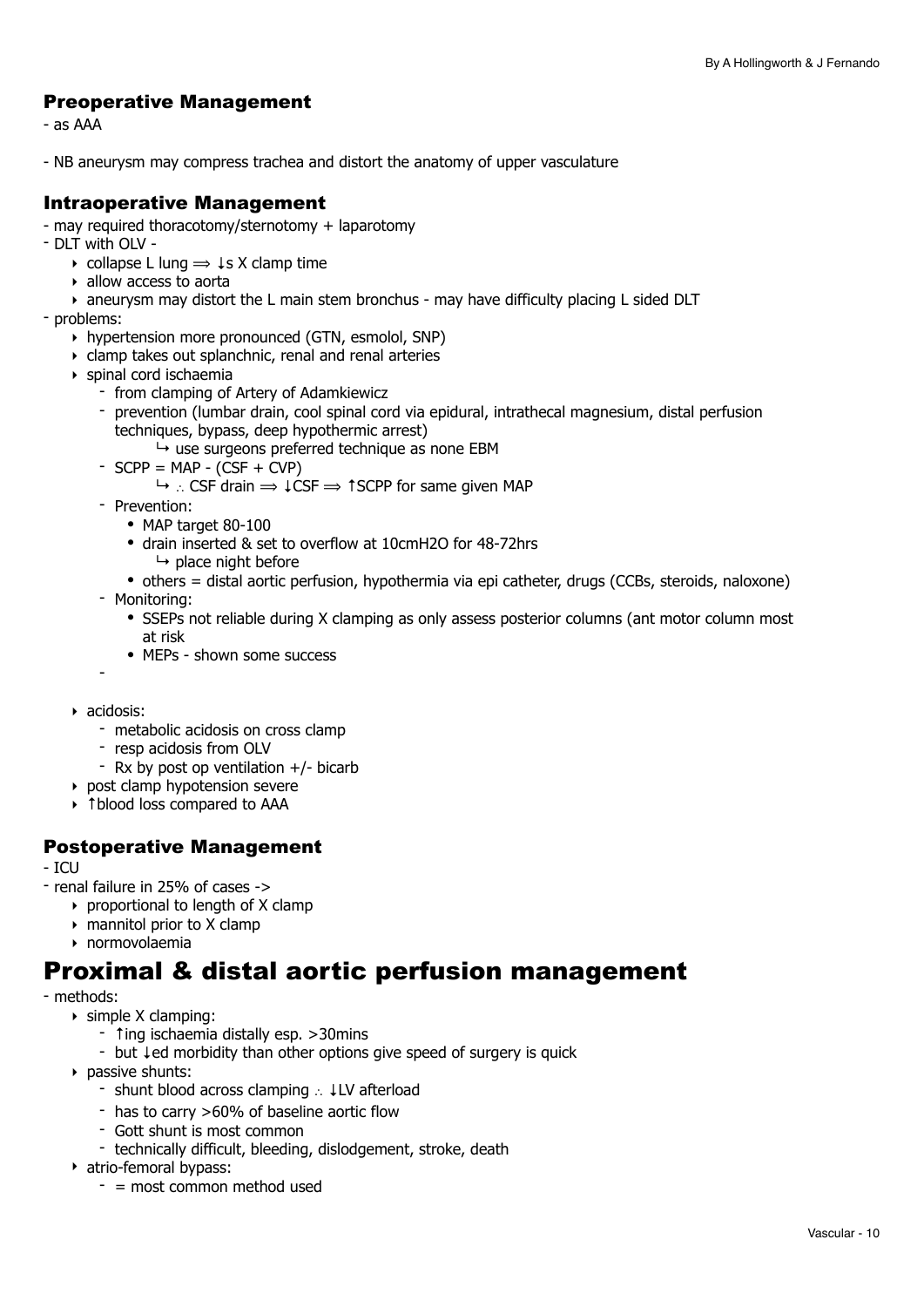### Preoperative Management

- as AAA

- NB aneurysm may compress trachea and distort the anatomy of upper vasculature

### Intraoperative Management

- may required thoracotomy/sternotomy + laparotomy
- DLT with OLV -
    - collapse L lung ⟹ ↓s X clamp time
    - allow access to aorta
    - aneurysm may distort the L main stem bronchus - may have difficulty placing L sided DLT
- problems:
    - hypertension more pronounced (GTN, esmolol, SNP)
    - clamp takes out splanchnic, renal and renal arteries
    - spinal cord ischaemia
        - from clamping of Artery of Adamkiewicz
        - prevention (lumbar drain, cool spinal cord via epidural, intrathecal magnesium, distal perfusion techniques, bypass, deep hypothermic arrest)
            - ↳ use surgeons preferred technique as none EBM
        - SCPP = MAP - (CSF + CVP)
            - ↳ ∴ CSF drain ⟹ ↓CSF ⟹ ↑SCPP for same given MAP
        - Prevention:
            - MAP target 80-100
            - drain inserted & set to overflow at 10cmH2O for 48-72hrs
                - ↳ place night before
            - others = distal aortic perfusion, hypothermia via epi catheter, drugs (CCBs, steroids, naloxone)
        - Monitoring:
            - SSEPs not reliable during X clamping as only assess posterior columns (ant motor column most at risk
            - MEPs - shown some success
        -
    - acidosis:
        - metabolic acidosis on cross clamp
        - resp acidosis from OLV
        - Rx by post op ventilation +/- bicarb
    - post clamp hypotension severe
    - ↑blood loss compared to AAA

### Postoperative Management

- ICU
- renal failure in 25% of cases ->
    - proportional to length of X clamp
    - mannitol prior to X clamp
    - normovolaemia

# Proximal & distal aortic perfusion management

- methods:
    - simple X clamping:
        - ↑ing ischaemia distally esp. >30mins
        - but ↓ed morbidity than other options give speed of surgery is quick
    - passive shunts:
        - shunt blood across clamping ∴ ↓LV afterload
        - has to carry >60% of baseline aortic flow
        - Gott shunt is most common
        - technically difficult, bleeding, dislodgement, stroke, death
    - atrio-femoral bypass:
        - = most common method used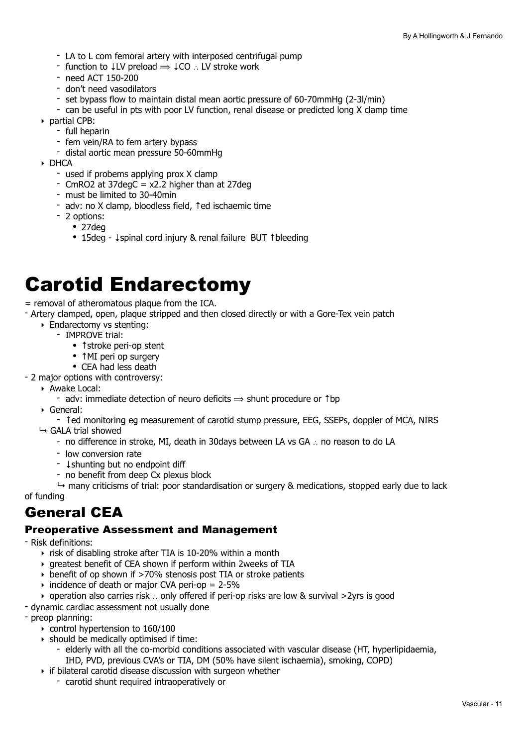- LA to L com femoral artery with interposed centrifugal pump
- function to ↓LV preload ⟹ ↓CO ∴ LV stroke work
- need ACT 150-200
- don't need vasodilators
- set bypass flow to maintain distal mean aortic pressure of 60-70mmHg (2-3l/min)
- can be useful in pts with poor LV function, renal disease or predicted long X clamp time

- partial CPB:
  - full heparin
  - fem vein/RA to fem artery bypass
  - distal aortic mean pressure 50-60mmHg
- DHCA
  - used if probems applying prox X clamp
  - $CmRO_2$ at 37degC = x2.2 higher than at 27deg
  - must be limited to 30-40min
  - adv: no X clamp, bloodless field, ↑ed ischaemic time
  - 2 options:
    - 27deg
    - 15deg - ↓spinal cord injury & renal failure  BUT ↑bleeding

# Carotid Endarectomy

= removal of atheromatous plaque from the ICA.

- Artery clamped, open, plaque stripped and then closed directly or with a Gore-Tex vein patch
  - Endarectomy vs stenting:
    - IMPROVE trial:
      - ↑stroke peri-op stent
      - ↑MI peri op surgery
      - CEA had less death
- 2 major options with controversy:
  - Awake Local:
    - adv: immediate detection of neuro deficits ⟹ shunt procedure or ↑bp
  - General:
    - ↑ed monitoring eg measurement of carotid stump pressure, EEG, SSEPs, doppler of MCA, NIRS

  ↳ GALA trial showed
    - no difference in stroke, MI, death in 30days between LA vs GA ∴ no reason to do LA
    - low conversion rate
    - ↓shunting but no endpoint diff
    - no benefit from deep Cx plexus block

    ↳ many criticisms of trial: poor standardisation or surgery & medications, stopped early due to lack of funding

## General CEA

### Preoperative Assessment and Management

- Risk definitions:
  - risk of disabling stroke after TIA is 10-20% within a month
  - greatest benefit of CEA shown if perform within 2weeks of TIA
  - benefit of op shown if >70% stenosis post TIA or stroke patients
  - incidence of death or major CVA peri-op = 2-5%
  - operation also carries risk ∴ only offered if peri-op risks are low & survival >2yrs is good
- dynamic cardiac assessment not usually done
- preop planning:
  - control hypertension to 160/100
  - should be medically optimised if time:
    - elderly with all the co-morbid conditions associated with vascular disease (HT, hyperlipidaemia, IHD, PVD, previous CVA's or TIA, DM (50% have silent ischaemia), smoking, COPD)
  - if bilateral carotid disease discussion with surgeon whether
    - carotid shunt required intraoperatively or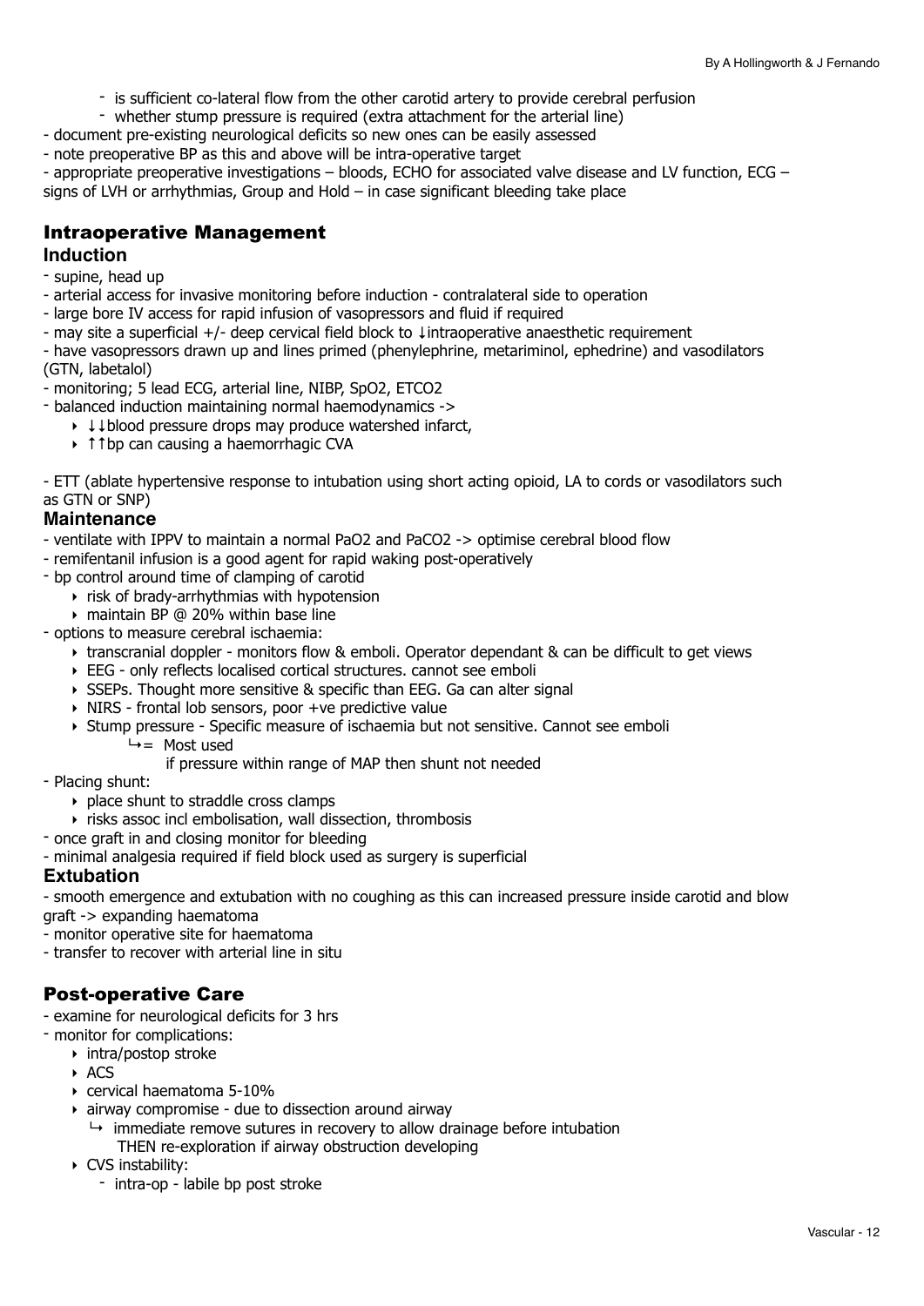- is sufficient co-lateral flow from the other carotid artery to provide cerebral perfusion
- whether stump pressure is required (extra attachment for the arterial line)

- document pre-existing neurological deficits so new ones can be easily assessed
- note preoperative BP as this and above will be intra-operative target
- appropriate preoperative investigations – bloods, ECHO for associated valve disease and LV function, ECG – signs of LVH or arrhythmias, Group and Hold – in case significant bleeding take place

## Intraoperative Management

### Induction

- supine, head up
- arterial access for invasive monitoring before induction - contralateral side to operation
- large bore IV access for rapid infusion of vasopressors and fluid if required
- may site a superficial +/- deep cervical field block to ↓intraoperative anaesthetic requirement
- have vasopressors drawn up and lines primed (phenylephrine, metariminol, ephedrine) and vasodilators (GTN, labetalol)
- monitoring; 5 lead ECG, arterial line, NIBP, SpO2, ETCO2
- balanced induction maintaining normal haemodynamics ->
    - ↓↓blood pressure drops may produce watershed infarct,
    - ↑↑bp can causing a haemorrhagic CVA

- ETT (ablate hypertensive response to intubation using short acting opioid, LA to cords or vasodilators such as GTN or SNP)

### Maintenance

- ventilate with IPPV to maintain a normal PaO2 and PaCO2 -> optimise cerebral blood flow
- remifentanil infusion is a good agent for rapid waking post-operatively
- bp control around time of clamping of carotid
    - risk of brady-arrhythmias with hypotension
    - maintain BP @ 20% within base line
- options to measure cerebral ischaemia:
    - transcranial doppler - monitors flow & emboli. Operator dependant & can be difficult to get views
    - EEG - only reflects localised cortical structures. cannot see emboli
    - SSEPs. Thought more sensitive & specific than EEG. Ga can alter signal
    - NIRS - frontal lob sensors, poor +ve predictive value
    - Stump pressure - Specific measure of ischaemia but not sensitive. Cannot see emboli
        - ↳= Most used
          if pressure within range of MAP then shunt not needed
- Placing shunt:
    - place shunt to straddle cross clamps
    - risks assoc incl embolisation, wall dissection, thrombosis
- once graft in and closing monitor for bleeding
- minimal analgesia required if field block used as surgery is superficial

### Extubation

- smooth emergence and extubation with no coughing as this can increased pressure inside carotid and blow graft -> expanding haematoma
- monitor operative site for haematoma
- transfer to recover with arterial line in situ

## Post-operative Care

- examine for neurological deficits for 3 hrs
- monitor for complications:
    - intra/postop stroke
    - ACS
    - cervical haematoma 5-10%
    - airway compromise - due to dissection around airway
        - ↳ immediate remove sutures in recovery to allow drainage before intubation
          THEN re-exploration if airway obstruction developing
    - CVS instability:
        - intra-op - labile bp post stroke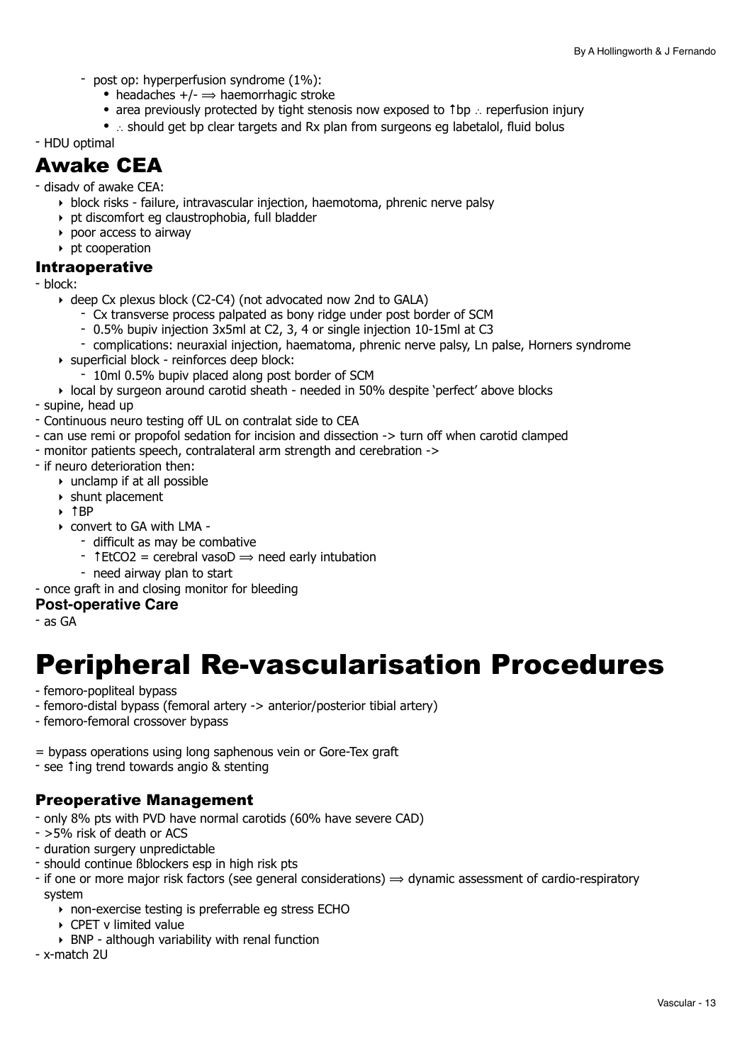- post op: hyperperfusion syndrome (1%):
  - headaches +/- ⟹ haemorrhagic stroke
  - area previously protected by tight stenosis now exposed to ↑bp ∴ reperfusion injury
  - ∴ should get bp clear targets and Rx plan from surgeons eg labetalol, fluid bolus

- HDU optimal

## Awake CEA

- disadv of awake CEA:
  - block risks - failure, intravascular injection, haemotoma, phrenic nerve palsy
  - pt discomfort eg claustrophobia, full bladder
  - poor access to airway
  - pt cooperation

### Intraoperative

- block:
  - deep Cx plexus block (C2-C4) (not advocated now 2nd to GALA)
    - Cx transverse process palpated as bony ridge under post border of SCM
    - 0.5% bupiv injection 3x5ml at C2, 3, 4 or single injection 10-15ml at C3
    - complications: neuraxial injection, haematoma, phrenic nerve palsy, Ln palse, Horners syndrome
  - superficial block - reinforces deep block:
    - 10ml 0.5% bupiv placed along post border of SCM
  - local by surgeon around carotid sheath - needed in 50% despite 'perfect' above blocks
- supine, head up
- Continuous neuro testing off UL on contralat side to CEA
- can use remi or propofol sedation for incision and dissection -> turn off when carotid clamped
- monitor patients speech, contralateral arm strength and cerebration ->
- if neuro deterioration then:
  - unclamp if at all possible
  - shunt placement
  - ↑BP
  - convert to GA with LMA -
    - difficult as may be combative
    - ↑$EtCO_2$ = cerebral vasoD ⟹ need early intubation
    - need airway plan to start
- once graft in and closing monitor for bleeding

### Post-operative Care

- as GA

# Peripheral Re-vascularisation Procedures

- femoro-popliteal bypass
- femoro-distal bypass (femoral artery -> anterior/posterior tibial artery)
- femoro-femoral crossover bypass

= bypass operations using long saphenous vein or Gore-Tex graft
- see ↑ing trend towards angio & stenting

### Preoperative Management

- only 8% pts with PVD have normal carotids (60% have severe CAD)
- >5% risk of death or ACS
- duration surgery unpredictable
- should continue ßblockers esp in high risk pts
- if one or more major risk factors (see general considerations) ⟹ dynamic assessment of cardio-respiratory system
  - non-exercise testing is preferrable eg stress ECHO
  - CPET v limited value
  - BNP - although variability with renal function
- x-match 2U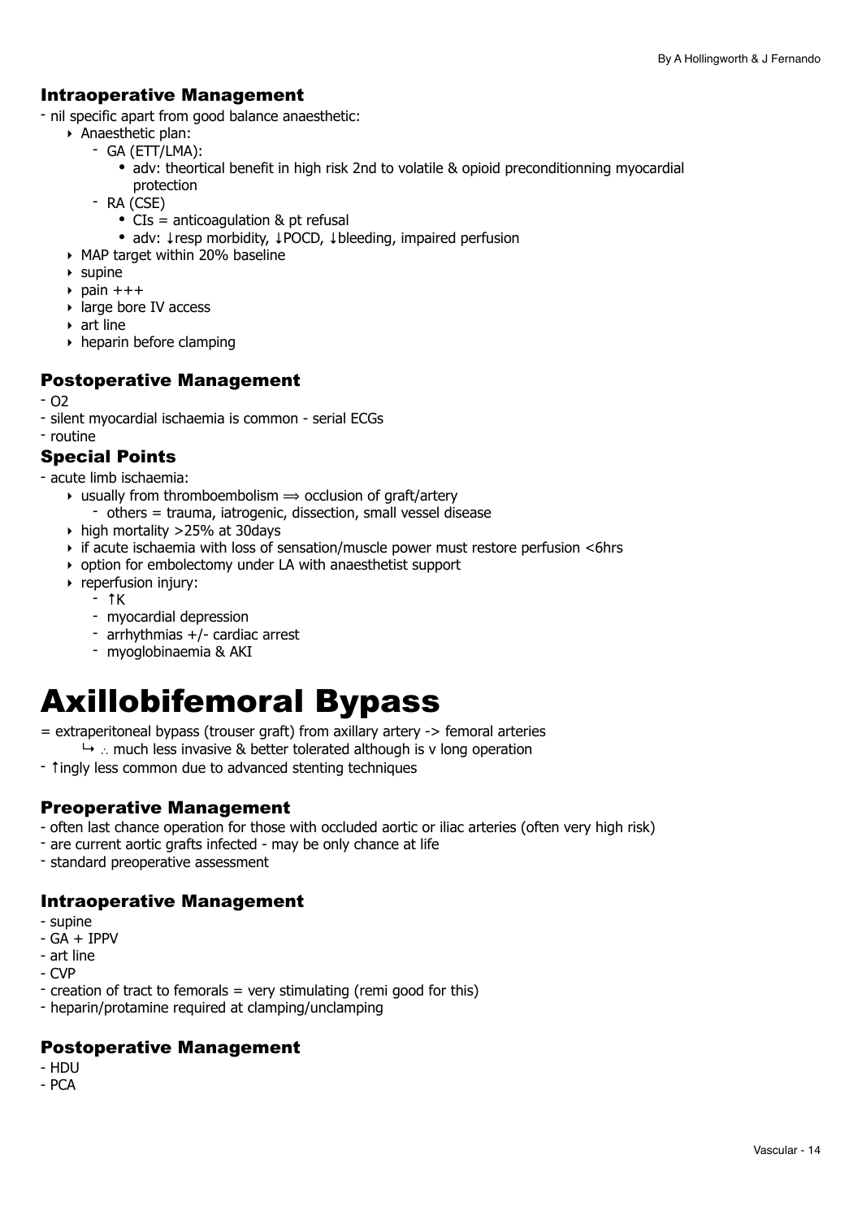### Intraoperative Management

- nil specific apart from good balance anaesthetic:
  - Anaesthetic plan:
    - GA (ETT/LMA):
      - adv: theortical benefit in high risk 2nd to volatile & opioid preconditionning myocardial protection
    - RA (CSE)
      - CIs = anticoagulation & pt refusal
      - adv: ↓resp morbidity, ↓POCD, ↓bleeding, impaired perfusion
  - MAP target within 20% baseline
  - supine
  - pain +++
  - large bore IV access
  - art line
  - heparin before clamping

### Postoperative Management

- O2
- silent myocardial ischaemia is common - serial ECGs
- routine

### Special Points

- acute limb ischaemia:
  - usually from thromboembolism ⟹ occlusion of graft/artery
    - others = trauma, iatrogenic, dissection, small vessel disease
  - high mortality >25% at 30days
  - if acute ischaemia with loss of sensation/muscle power must restore perfusion <6hrs
  - option for embolectomy under LA with anaesthetist support
  - reperfusion injury:
    - ↑K
    - myocardial depression
    - arrhythmias +/- cardiac arrest
    - myoglobinaemia & AKI

# Axillobifemoral Bypass

= extraperitoneal bypass (trouser graft) from axillary artery -> femoral arteries
  ↳ ∴ much less invasive & better tolerated although is v long operation

- ↑ingly less common due to advanced stenting techniques

### Preoperative Management

- often last chance operation for those with occluded aortic or iliac arteries (often very high risk)
- are current aortic grafts infected - may be only chance at life
- standard preoperative assessment

### Intraoperative Management

- supine
- GA + IPPV
- art line
- CVP
- creation of tract to femorals = very stimulating (remi good for this)
- heparin/protamine required at clamping/unclamping

### Postoperative Management

- HDU
- PCA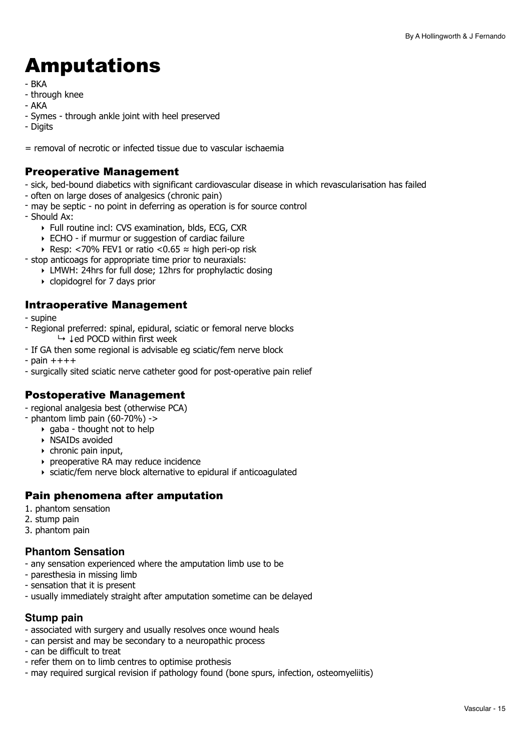# Amputations

- BKA
- through knee
- AKA
- Symes - through ankle joint with heel preserved
- Digits

= removal of necrotic or infected tissue due to vascular ischaemia

## Preoperative Management

- sick, bed-bound diabetics with significant cardiovascular disease in which revascularisation has failed
- often on large doses of analgesics (chronic pain)
- may be septic - no point in deferring as operation is for source control
- Should Ax:
    - Full routine incl: CVS examination, blds, ECG, CXR
    - ECHO - if murmur or suggestion of cardiac failure
    - Resp: <70% FEV1 or ratio <0.65 ≈ high peri-op risk
- stop anticoags for appropriate time prior to neuraxials:
    - LMWH: 24hrs for full dose; 12hrs for prophylactic dosing
    - clopidogrel for 7 days prior

## Intraoperative Management

- supine
- Regional preferred: spinal, epidural, sciatic or femoral nerve blocks
    - ↳ ↓ed POCD within first week
- If GA then some regional is advisable eg sciatic/fem nerve block
- pain ++++
- surgically sited sciatic nerve catheter good for post-operative pain relief

## Postoperative Management

- regional analgesia best (otherwise PCA)
- phantom limb pain (60-70%) ->
    - gaba - thought not to help
    - NSAIDs avoided
    - chronic pain input,
    - preoperative RA may reduce incidence
    - sciatic/fem nerve block alternative to epidural if anticoagulated

## Pain phenomena after amputation

1. phantom sensation
2. stump pain
3. phantom pain

### Phantom Sensation

- any sensation experienced where the amputation limb use to be
- paresthesia in missing limb
- sensation that it is present
- usually immediately straight after amputation sometime can be delayed

### Stump pain

- associated with surgery and usually resolves once wound heals
- can persist and may be secondary to a neuropathic process
- can be difficult to treat
- refer them on to limb centres to optimise prothesis
- may required surgical revision if pathology found (bone spurs, infection, osteomyeliitis)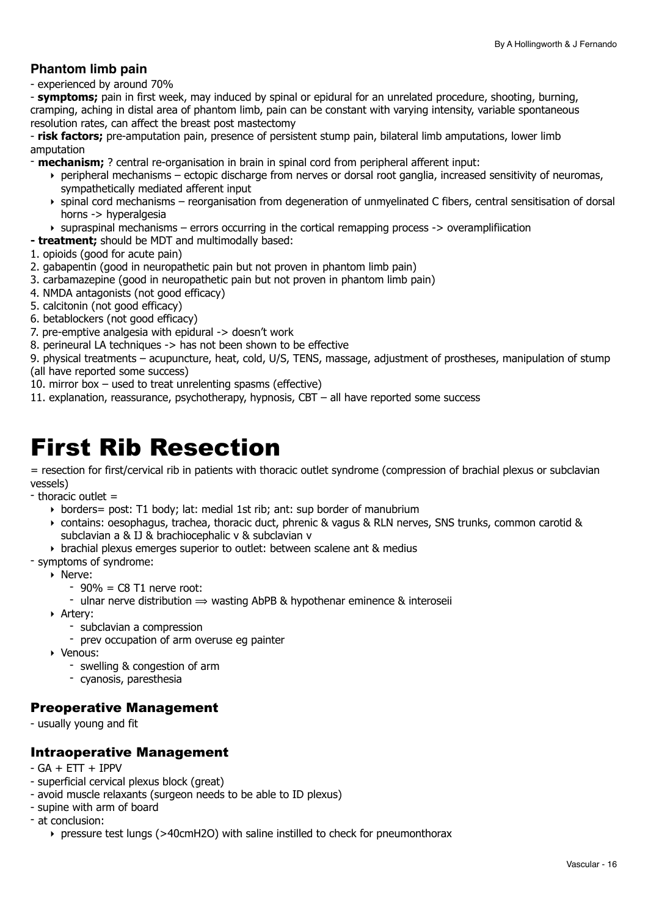### Phantom limb pain

- experienced by around 70%
- **symptoms;** pain in first week, may induced by spinal or epidural for an unrelated procedure, shooting, burning, cramping, aching in distal area of phantom limb, pain can be constant with varying intensity, variable spontaneous resolution rates, can affect the breast post mastectomy
- **risk factors;** pre-amputation pain, presence of persistent stump pain, bilateral limb amputations, lower limb amputation
- **mechanism;** ? central re-organisation in brain in spinal cord from peripheral afferent input:
    - peripheral mechanisms – ectopic discharge from nerves or dorsal root ganglia, increased sensitivity of neuromas, sympathetically mediated afferent input
    - spinal cord mechanisms – reorganisation from degeneration of unmyelinated C fibers, central sensitisation of dorsal horns -> hyperalgesia
    - supraspinal mechanisms – errors occurring in the cortical remapping process -> overamplifiication
- **treatment;** should be MDT and multimodally based:

1. opioids (good for acute pain)
2. gabapentin (good in neuropathetic pain but not proven in phantom limb pain)
3. carbamazepine (good in neuropathetic pain but not proven in phantom limb pain)
4. NMDA antagonists (not good efficacy)
5. calcitonin (not good efficacy)
6. betablockers (not good efficacy)
7. pre-emptive analgesia with epidural -> doesn't work
8. perineural LA techniques -> has not been shown to be effective
9. physical treatments – acupuncture, heat, cold, U/S, TENS, massage, adjustment of prostheses, manipulation of stump (all have reported some success)
10. mirror box – used to treat unrelenting spasms (effective)
11. explanation, reassurance, psychotherapy, hypnosis, CBT – all have reported some success

# First Rib Resection

= resection for first/cervical rib in patients with thoracic outlet syndrome (compression of brachial plexus or subclavian vessels)

- thoracic outlet =
    - borders= post: T1 body; lat: medial 1st rib; ant: sup border of manubrium
    - contains: oesophagus, trachea, thoracic duct, phrenic & vagus & RLN nerves, SNS trunks, common carotid & subclavian a & IJ & brachiocephalic v & subclavian v
    - brachial plexus emerges superior to outlet: between scalene ant & medius
- symptoms of syndrome:
    - Nerve:
        - 90% = C8 T1 nerve root:
        - ulnar nerve distribution ⟹ wasting AbPB & hypothenar eminence & interoseii
    - Artery:
        - subclavian a compression
        - prev occupation of arm overuse eg painter
    - Venous:
        - swelling & congestion of arm
        - cyanosis, paresthesia

## Preoperative Management

- usually young and fit

## Intraoperative Management

- GA + ETT + IPPV
- superficial cervical plexus block (great)
- avoid muscle relaxants (surgeon needs to be able to ID plexus)
- supine with arm of board
- at conclusion:
    - pressure test lungs (>40cmH2O) with saline instilled to check for pneumonthorax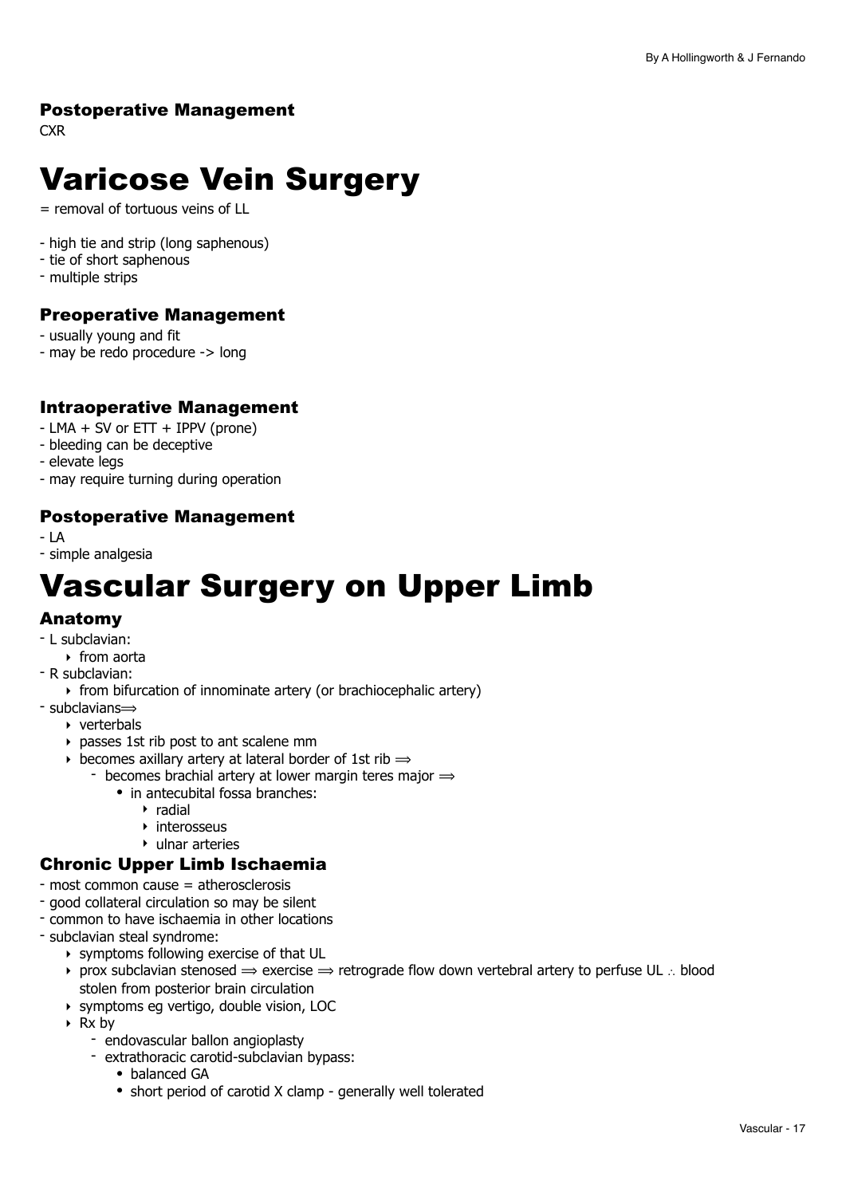### Postoperative Management

CXR

# Varicose Vein Surgery

= removal of tortuous veins of LL

- high tie and strip (long saphenous)
- tie of short saphenous
- multiple strips

### Preoperative Management

- usually young and fit
- may be redo procedure -> long

### Intraoperative Management

- LMA + SV or ETT + IPPV (prone)
- bleeding can be deceptive
- elevate legs
- may require turning during operation

### Postoperative Management

- LA
- simple analgesia

# Vascular Surgery on Upper Limb

## Anatomy

- L subclavian:
  - from aorta
- R subclavian:
  - from bifurcation of innominate artery (or brachiocephalic artery)
- subclavians⟹
  - verterbals
  - passes 1st rib post to ant scalene mm
  - becomes axillary artery at lateral border of 1st rib ⟹
    - becomes brachial artery at lower margin teres major ⟹
      - in antecubital fossa branches:
        - radial
        - interosseus
        - ulnar arteries

## Chronic Upper Limb Ischaemia

- most common cause = atherosclerosis
- good collateral circulation so may be silent
- common to have ischaemia in other locations
- subclavian steal syndrome:
  - symptoms following exercise of that UL
  - prox subclavian stenosed ⟹ exercise ⟹ retrograde flow down vertebral artery to perfuse UL ∴ blood stolen from posterior brain circulation
  - symptoms eg vertigo, double vision, LOC
  - Rx by
    - endovascular ballon angioplasty
    - extrathoracic carotid-subclavian bypass:
      - balanced GA
      - short period of carotid X clamp - generally well tolerated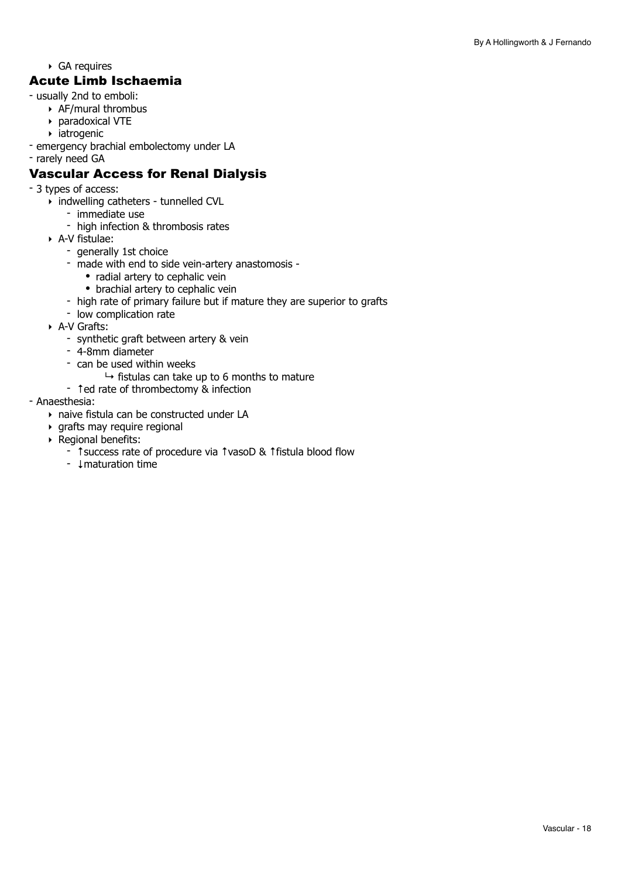- GA requires

## Acute Limb Ischaemia

- usually 2nd to emboli:
  - AF/mural thrombus
  - paradoxical VTE
  - iatrogenic
- emergency brachial embolectomy under LA
- rarely need GA

## Vascular Access for Renal Dialysis

- 3 types of access:
  - indwelling catheters - tunnelled CVL
    - immediate use
    - high infection & thrombosis rates
  - A-V fistulae:
    - generally 1st choice
    - made with end to side vein-artery anastomosis -
      - radial artery to cephalic vein
      - brachial artery to cephalic vein
    - high rate of primary failure but if mature they are superior to grafts
    - low complication rate
  - A-V Grafts:
    - synthetic graft between artery & vein
    - 4-8mm diameter
    - can be used within weeks
      - ↳ fistulas can take up to 6 months to mature
    - ↑ed rate of thrombectomy & infection
- Anaesthesia:
  - naive fistula can be constructed under LA
  - grafts may require regional
  - Regional benefits:
    - ↑success rate of procedure via ↑vasoD & ↑fistula blood flow
    - ↓maturation time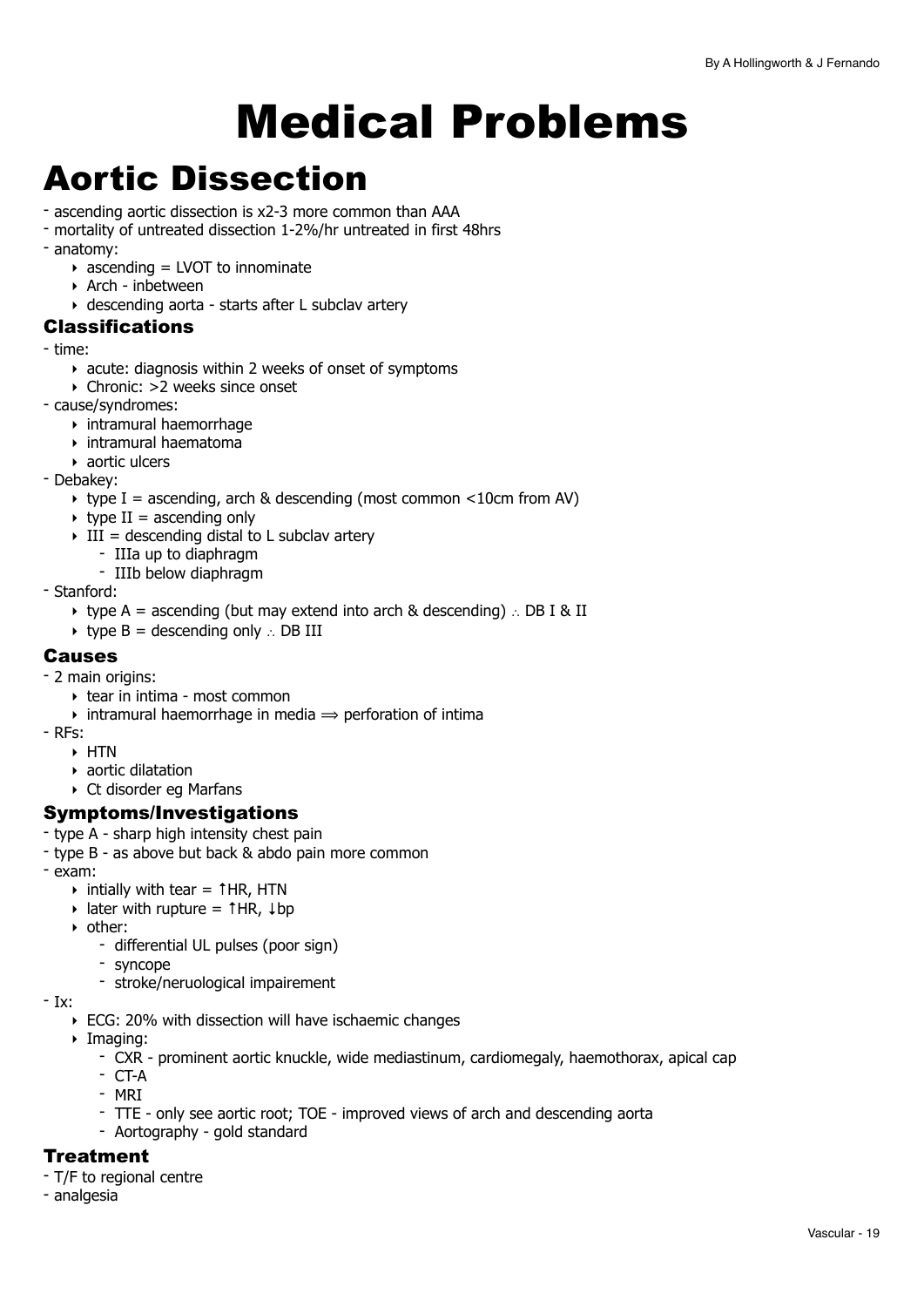# Medical Problems

# Aortic Dissection

- ascending aortic dissection is x2-3 more common than AAA
- mortality of untreated dissection 1-2%/hr untreated in first 48hrs
- anatomy:
  - ascending = LVOT to innominate
  - Arch - inbetween
  - descending aorta - starts after L subclav artery

## Classifications

- time:
  - acute: diagnosis within 2 weeks of onset of symptoms
  - Chronic: >2 weeks since onset
- cause/syndromes:
  - intramural haemorrhage
  - intramural haematoma
  - aortic ulcers
- Debakey:
  - type I = ascending, arch & descending (most common <10cm from AV)
  - type II = ascending only
  - III = descending distal to L subclav artery
    - IIIa up to diaphragm
    - IIIb below diaphragm
- Stanford:
  - type A = ascending (but may extend into arch & descending) ∴ DB I & II
  - type B = descending only ∴ DB III

## Causes

- 2 main origins:
  - tear in intima - most common
  - intramural haemorrhage in media ⟹ perforation of intima
- RFs:
  - HTN
  - aortic dilatation
  - Ct disorder eg Marfans

## Symptoms/Investigations

- type A - sharp high intensity chest pain
- type B - as above but back & abdo pain more common
- exam:
  - intially with tear = ↑HR, HTN
  - later with rupture = ↑HR, ↓bp
  - other:
    - differential UL pulses (poor sign)
    - syncope
    - stroke/neruological impairement
- Ix:
  - ECG: 20% with dissection will have ischaemic changes
  - Imaging:
    - CXR - prominent aortic knuckle, wide mediastinum, cardiomegaly, haemothorax, apical cap
    - CT-A
    - MRI
    - TTE - only see aortic root; TOE - improved views of arch and descending aorta
    - Aortography - gold standard

## Treatment

- T/F to regional centre
- analgesia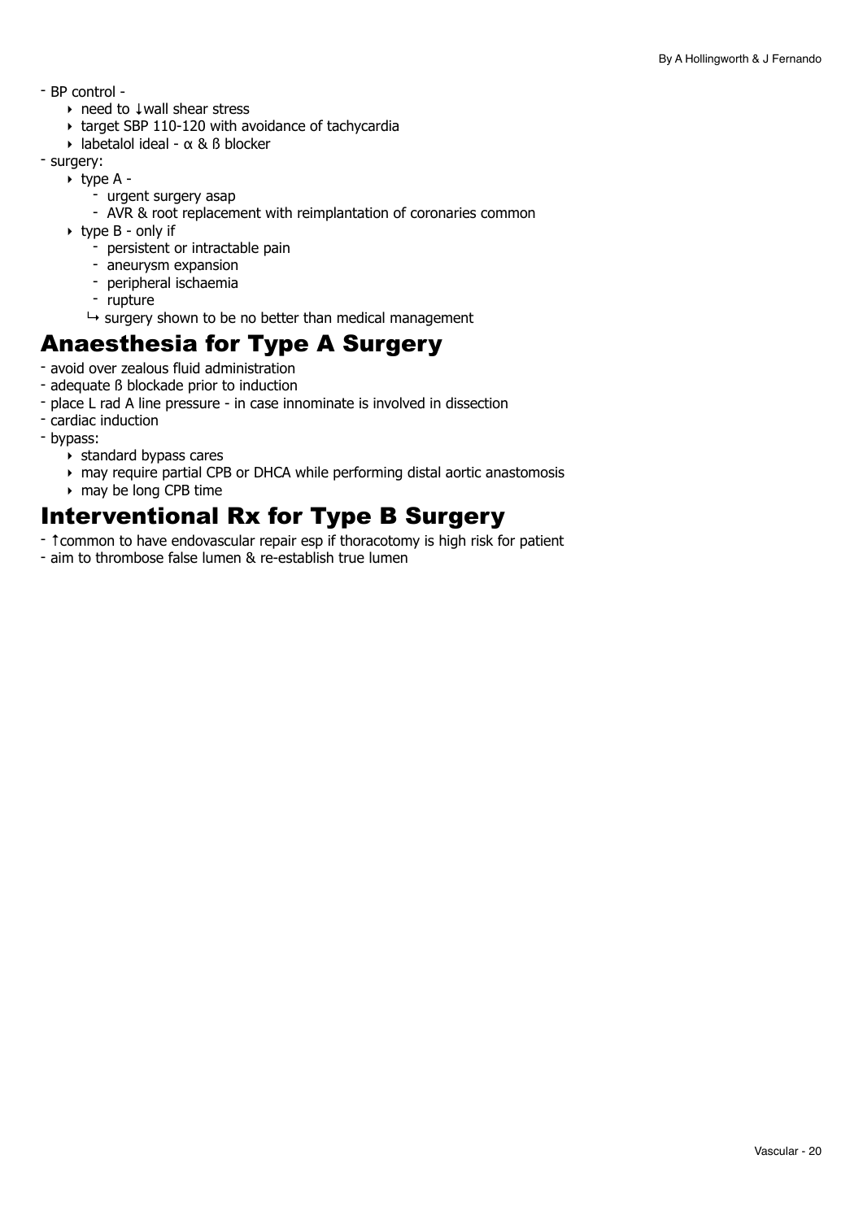- BP control -
    - need to ↓wall shear stress
    - target SBP 110-120 with avoidance of tachycardia
    - labetalol ideal - α & ß blocker
- surgery:
    - type A -
        - urgent surgery asap
        - AVR & root replacement with reimplantation of coronaries common
    - type B - only if
        - persistent or intractable pain
        - aneurysm expansion
        - peripheral ischaemia
        - rupture

        ↳ surgery shown to be no better than medical management

## Anaesthesia for Type A Surgery

- avoid over zealous fluid administration
- adequate ß blockade prior to induction
- place L rad A line pressure - in case innominate is involved in dissection
- cardiac induction
- bypass:
    - standard bypass cares
    - may require partial CPB or DHCA while performing distal aortic anastomosis
    - may be long CPB time

## Interventional Rx for Type B Surgery

- ↑common to have endovascular repair esp if thoracotomy is high risk for patient
- aim to thrombose false lumen & re-establish true lumen